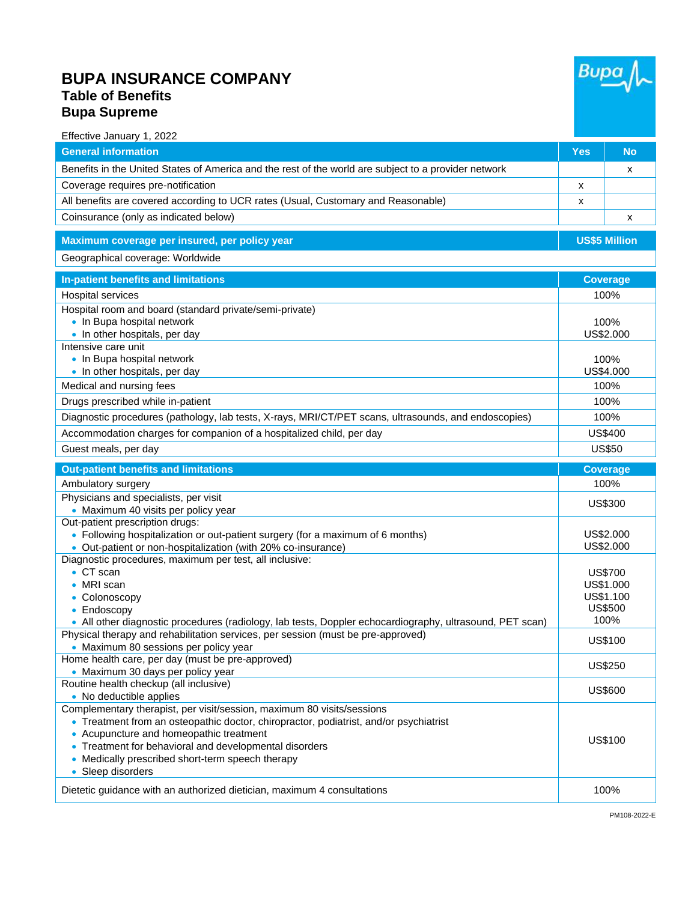# BUPA INSURANCE COMPANY
## Table of Benefits
## Bupa Supreme

Effective January 1, 2022

| General information | Yes | No |
|---|---|---|
| Benefits in the United States of America and the rest of the world are subject to a provider network | | x |
| Coverage requires pre-notification | x | |
| All benefits are covered according to UCR rates (Usual, Customary and Reasonable) | x | |
| Coinsurance (only as indicated below) | | x |

| Maximum coverage per insured, per policy year | US$5 Million |
|---|---|
| Geographical coverage: Worldwide | |

| In-patient benefits and limitations | Coverage |
|---|---|
| Hospital services | 100% |
| Hospital room and board (standard private/semi-private)<br>• In Bupa hospital network<br>• In other hospitals, per day | <br>100%<br>US$2.000 |
| Intensive care unit<br>• In Bupa hospital network<br>• In other hospitals, per day | <br>100%<br>US$4.000 |
| Medical and nursing fees | 100% |
| Drugs prescribed while in-patient | 100% |
| Diagnostic procedures (pathology, lab tests, X-rays, MRI/CT/PET scans, ultrasounds, and endoscopies) | 100% |
| Accommodation charges for companion of a hospitalized child, per day | US$400 |
| Guest meals, per day | US$50 |

| Out-patient benefits and limitations | Coverage |
|---|---|
| Ambulatory surgery | 100% |
| Physicians and specialists, per visit<br>• Maximum 40 visits per policy year | US$300 |
| Out-patient prescription drugs:<br>• Following hospitalization or out-patient surgery (for a maximum of 6 months)<br>• Out-patient or non-hospitalization (with 20% co-insurance) | <br>US$2.000<br>US$2.000 |
| Diagnostic procedures, maximum per test, all inclusive:<br>• CT scan<br>• MRI scan<br>• Colonoscopy<br>• Endoscopy<br>• All other diagnostic procedures (radiology, lab tests, Doppler echocardiography, ultrasound, PET scan) | <br>US$700<br>US$1.000<br>US$1.100<br>US$500<br>100% |
| Physical therapy and rehabilitation services, per session (must be pre-approved)<br>• Maximum 80 sessions per policy year | US$100 |
| Home health care, per day (must be pre-approved)<br>• Maximum 30 days per policy year | US$250 |
| Routine health checkup (all inclusive)<br>• No deductible applies | US$600 |
| Complementary therapist, per visit/session, maximum 80 visits/sessions<br>• Treatment from an osteopathic doctor, chiropractor, podiatrist, and/or psychiatrist<br>• Acupuncture and homeopathic treatment<br>• Treatment for behavioral and developmental disorders<br>• Medically prescribed short-term speech therapy<br>• Sleep disorders | US$100 |
| Dietetic guidance with an authorized dietician, maximum 4 consultations | 100% |

PM108-2022-E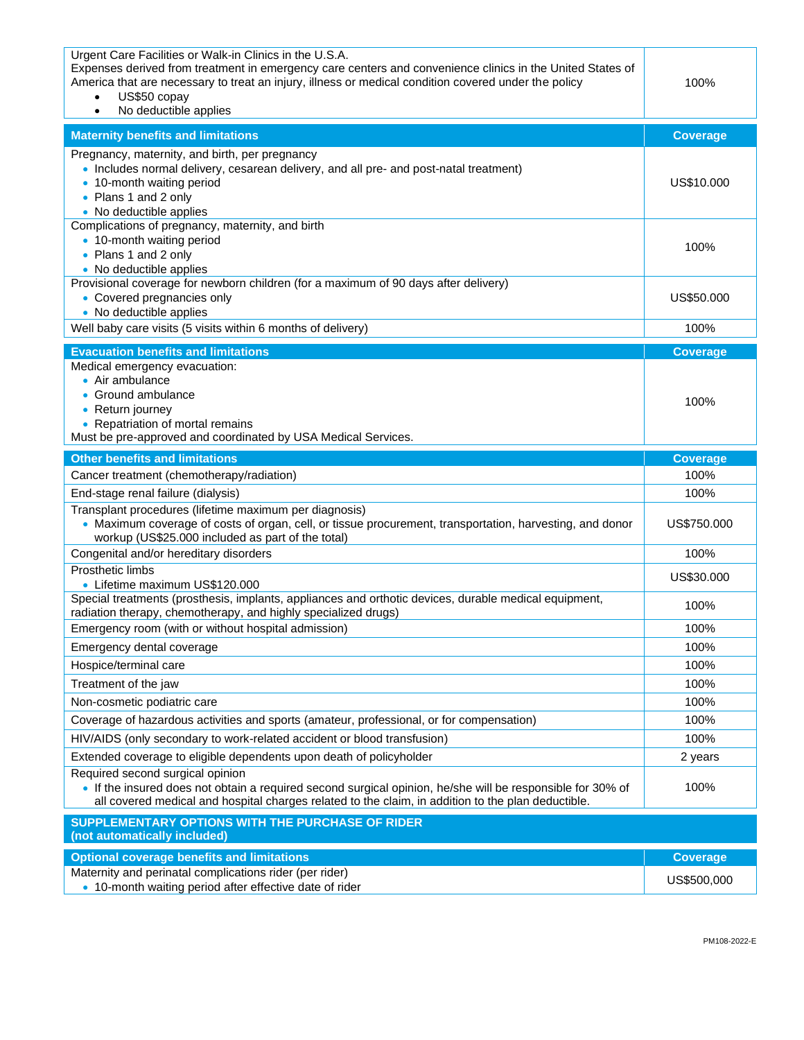| | |
|---|---|
| Urgent Care Facilities or Walk-in Clinics in the U.S.A.<br>Expenses derived from treatment in emergency care centers and convenience clinics in the United States of America that are necessary to treat an injury, illness or medical condition covered under the policy<br>• US$50 copay<br>• No deductible applies | 100% |

| Maternity benefits and limitations | Coverage |
|---|---|
| Pregnancy, maternity, and birth, per pregnancy<br>• Includes normal delivery, cesarean delivery, and all pre- and post-natal treatment)<br>• 10-month waiting period<br>• Plans 1 and 2 only<br>• No deductible applies | US$10.000 |
| Complications of pregnancy, maternity, and birth<br>• 10-month waiting period<br>• Plans 1 and 2 only<br>• No deductible applies | 100% |
| Provisional coverage for newborn children (for a maximum of 90 days after delivery)<br>• Covered pregnancies only<br>• No deductible applies | US$50.000 |
| Well baby care visits (5 visits within 6 months of delivery) | 100% |

| Evacuation benefits and limitations | Coverage |
|---|---|
| Medical emergency evacuation:<br>• Air ambulance<br>• Ground ambulance<br>• Return journey<br>• Repatriation of mortal remains<br>Must be pre-approved and coordinated by USA Medical Services. | 100% |

| Other benefits and limitations | Coverage |
|---|---|
| Cancer treatment (chemotherapy/radiation) | 100% |
| End-stage renal failure (dialysis) | 100% |
| Transplant procedures (lifetime maximum per diagnosis)<br>• Maximum coverage of costs of organ, cell, or tissue procurement, transportation, harvesting, and donor workup (US$25.000 included as part of the total) | US$750.000 |
| Congenital and/or hereditary disorders | 100% |
| Prosthetic limbs<br>• Lifetime maximum US$120.000 | US$30.000 |
| Special treatments (prosthesis, implants, appliances and orthotic devices, durable medical equipment, radiation therapy, chemotherapy, and highly specialized drugs) | 100% |
| Emergency room (with or without hospital admission) | 100% |
| Emergency dental coverage | 100% |
| Hospice/terminal care | 100% |
| Treatment of the jaw | 100% |
| Non-cosmetic podiatric care | 100% |
| Coverage of hazardous activities and sports (amateur, professional, or for compensation) | 100% |
| HIV/AIDS (only secondary to work-related accident or blood transfusion) | 100% |
| Extended coverage to eligible dependents upon death of policyholder | 2 years |
| Required second surgical opinion<br>• If the insured does not obtain a required second surgical opinion, he/she will be responsible for 30% of all covered medical and hospital charges related to the claim, in addition to the plan deductible. | 100% |

**SUPPLEMENTARY OPTIONS WITH THE PURCHASE OF RIDER (not automatically included)**

| Optional coverage benefits and limitations | Coverage |
|---|---|
| Maternity and perinatal complications rider (per rider)<br>• 10-month waiting period after effective date of rider | US$500,000 |

PM108-2022-E